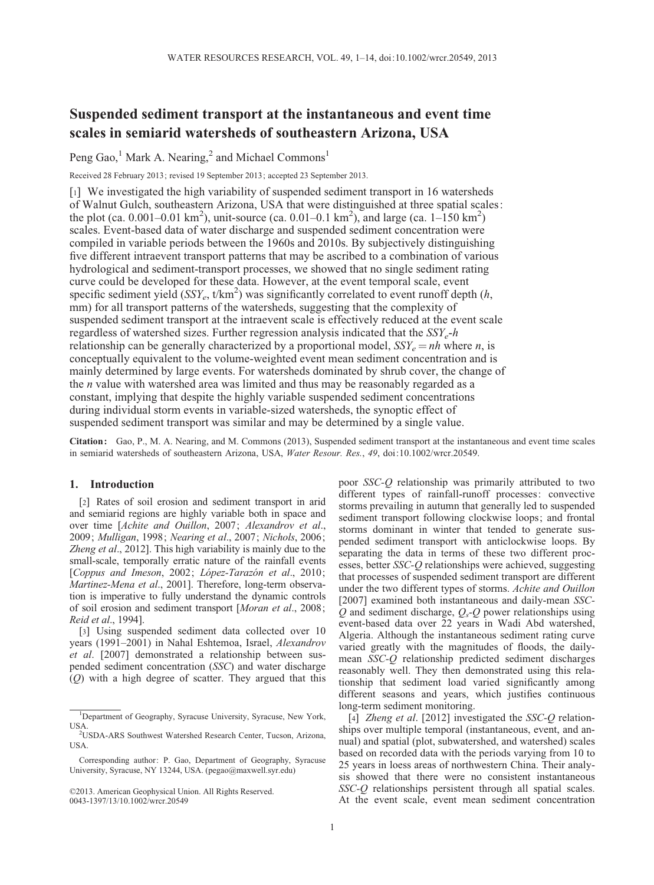# Suspended sediment transport at the instantaneous and event time scales in semiarid watersheds of southeastern Arizona, USA

Peng Gao,[1] Mark A. Nearing,[2] and Michael Commons[1]

Received 28 February 2013; revised 19 September 2013; accepted 23 September 2013.

[1] We investigated the high variability of suspended sediment transport in 16 watersheds of Walnut Gulch, southeastern Arizona, USA that were distinguished at three spatial scales: the plot (ca. 0.001–0.01 km$^2$), unit-source (ca. 0.01–0.1 km$^2$), and large (ca. 1–150 km$^2$) scales. Event-based data of water discharge and suspended sediment concentration were compiled in variable periods between the 1960s and 2010s. By subjectively distinguishing five different intraevent transport patterns that may be ascribed to a combination of various hydrological and sediment-transport processes, we showed that no single sediment rating curve could be developed for these data. However, at the event temporal scale, event specific sediment yield ($SSY_e$, t/km$^2$) was significantly correlated to event runoff depth ($h$, mm) for all transport patterns of the watersheds, suggesting that the complexity of suspended sediment transport at the intraevent scale is effectively reduced at the event scale regardless of watershed sizes. Further regression analysis indicated that the $SSY_e$-$h$ relationship can be generally characterized by a proportional model, $SSY_e = nh$ where $n$, is conceptually equivalent to the volume-weighted event mean sediment concentration and is mainly determined by large events. For watersheds dominated by shrub cover, the change of the $n$ value with watershed area was limited and thus may be reasonably regarded as a constant, implying that despite the highly variable suspended sediment concentrations during individual storm events in variable-sized watersheds, the synoptic effect of suspended sediment transport was similar and may be determined by a single value.

**Citation:** Gao, P., M. A. Nearing, and M. Commons (2013), Suspended sediment transport at the instantaneous and event time scales in semiarid watersheds of southeastern Arizona, USA, *Water Resour. Res.*, *49*, doi:10.1002/wrcr.20549.

## 1. Introduction

[2] Rates of soil erosion and sediment transport in arid and semiarid regions are highly variable both in space and over time [*Achite and Ouillon*, 2007; *Alexandrov et al.*, 2009; *Mulligan*, 1998; *Nearing et al.*, 2007; *Nichols*, 2006; *Zheng et al.*, 2012]. This high variability is mainly due to the small-scale, temporally erratic nature of the rainfall events [*Coppus and Imeson*, 2002; *López-Tarazón et al.*, 2010; *Martinez-Mena et al.*, 2001]. Therefore, long-term observation is imperative to fully understand the dynamic controls of soil erosion and sediment transport [*Moran et al.*, 2008; *Reid et al.*, 1994].

[3] Using suspended sediment data collected over 10 years (1991–2001) in Nahal Eshtemoa, Israel, *Alexandrov et al.* [2007] demonstrated a relationship between suspended sediment concentration (*SSC*) and water discharge (*Q*) with a high degree of scatter. They argued that this poor *SSC*-*Q* relationship was primarily attributed to two different types of rainfall-runoff processes: convective storms prevailing in autumn that generally led to suspended sediment transport following clockwise loops; and frontal storms dominant in winter that tended to generate suspended sediment transport with anticlockwise loops. By separating the data in terms of these two different processes, better *SSC*-*Q* relationships were achieved, suggesting that processes of suspended sediment transport are different under the two different types of storms. *Achite and Ouillon* [2007] examined both instantaneous and daily-mean *SSC*-*Q* and sediment discharge, $Q_s$-$Q$ power relationships using event-based data over 22 years in Wadi Abd watershed, Algeria. Although the instantaneous sediment rating curve varied greatly with the magnitudes of floods, the daily-mean *SSC*-*Q* relationship predicted sediment discharges reasonably well. They then demonstrated using this relationship that sediment load varied significantly among different seasons and years, which justifies continuous long-term sediment monitoring.

[4] *Zheng et al.* [2012] investigated the *SSC*-*Q* relationships over multiple temporal (instantaneous, event, and annual) and spatial (plot, subwatershed, and watershed) scales based on recorded data with the periods varying from 10 to 25 years in loess areas of northwestern China. Their analysis showed that there were no consistent instantaneous *SSC*-*Q* relationships persistent through all spatial scales. At the event scale, event mean sediment concentration

---

[1] Department of Geography, Syracuse University, Syracuse, New York, USA.
[2] USDA-ARS Southwest Watershed Research Center, Tucson, Arizona, USA.

Corresponding author: P. Gao, Department of Geography, Syracuse University, Syracuse, NY 13244, USA. (pegao@maxwell.syr.edu)

©2013. American Geophysical Union. All Rights Reserved.
0043-1397/13/10.1002/wrcr.20549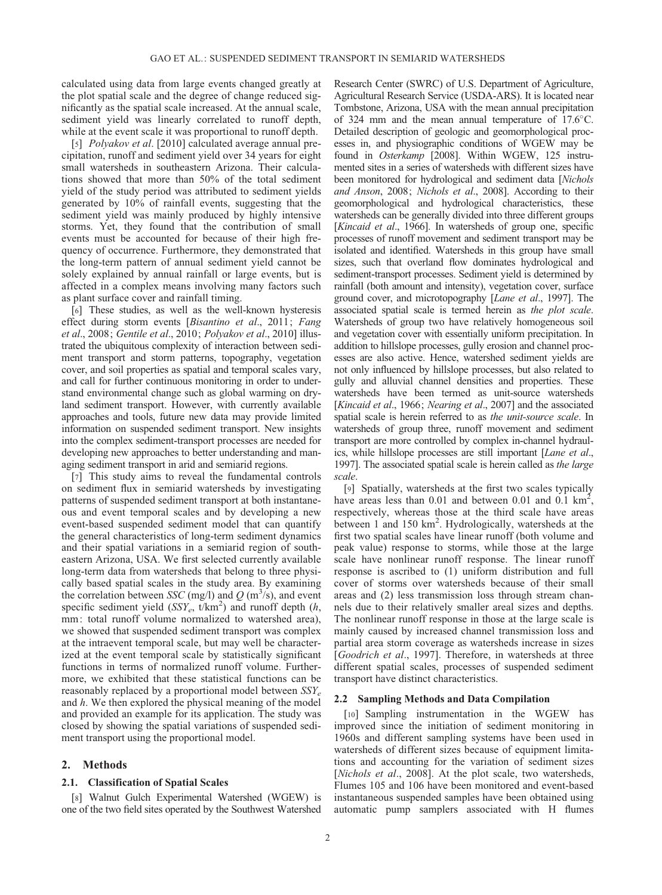calculated using data from large events changed greatly at the plot spatial scale and the degree of change reduced significantly as the spatial scale increased. At the annual scale, sediment yield was linearly correlated to runoff depth, while at the event scale it was proportional to runoff depth.

[5] *Polyakov et al*. [2010] calculated average annual precipitation, runoff and sediment yield over 34 years for eight small watersheds in southeastern Arizona. Their calculations showed that more than 50% of the total sediment yield of the study period was attributed to sediment yields generated by 10% of rainfall events, suggesting that the sediment yield was mainly produced by highly intensive storms. Yet, they found that the contribution of small events must be accounted for because of their high frequency of occurrence. Furthermore, they demonstrated that the long-term pattern of annual sediment yield cannot be solely explained by annual rainfall or large events, but is affected in a complex means involving many factors such as plant surface cover and rainfall timing.

[6] These studies, as well as the well-known hysteresis effect during storm events [*Bisantino et al*., 2011; *Fang et al*., 2008; *Gentile et al*., 2010; *Polyakov et al*., 2010] illustrated the ubiquitous complexity of interaction between sediment transport and storm patterns, topography, vegetation cover, and soil properties as spatial and temporal scales vary, and call for further continuous monitoring in order to understand environmental change such as global warming on dryland sediment transport. However, with currently available approaches and tools, future new data may provide limited information on suspended sediment transport. New insights into the complex sediment-transport processes are needed for developing new approaches to better understanding and managing sediment transport in arid and semiarid regions.

[7] This study aims to reveal the fundamental controls on sediment flux in semiarid watersheds by investigating patterns of suspended sediment transport at both instantaneous and event temporal scales and by developing a new event-based suspended sediment model that can quantify the general characteristics of long-term sediment dynamics and their spatial variations in a semiarid region of southeastern Arizona, USA. We first selected currently available long-term data from watersheds that belong to three physically based spatial scales in the study area. By examining the correlation between *SSC* (mg/l) and $Q$ (m$^3$/s), and event specific sediment yield ($SSY_e$, t/km$^2$) and runoff depth ($h$, mm: total runoff volume normalized to watershed area), we showed that suspended sediment transport was complex at the intraevent temporal scale, but may well be characterized at the event temporal scale by statistically significant functions in terms of normalized runoff volume. Furthermore, we exhibited that these statistical functions can be reasonably replaced by a proportional model between $SSY_e$ and $h$. We then explored the physical meaning of the model and provided an example for its application. The study was closed by showing the spatial variations of suspended sediment transport using the proportional model.

## 2. Methods

### 2.1. Classification of Spatial Scales

[8] Walnut Gulch Experimental Watershed (WGEW) is one of the two field sites operated by the Southwest Watershed Research Center (SWRC) of U.S. Department of Agriculture, Agricultural Research Service (USDA-ARS). It is located near Tombstone, Arizona, USA with the mean annual precipitation of 324 mm and the mean annual temperature of 17.6°C. Detailed description of geologic and geomorphological processes in, and physiographic conditions of WGEW may be found in *Osterkamp* [2008]. Within WGEW, 125 instrumented sites in a series of watersheds with different sizes have been monitored for hydrological and sediment data [*Nichols and Anson*, 2008; *Nichols et al*., 2008]. According to their geomorphological and hydrological characteristics, these watersheds can be generally divided into three different groups [*Kincaid et al*., 1966]. In watersheds of group one, specific processes of runoff movement and sediment transport may be isolated and identified. Watersheds in this group have small sizes, such that overland flow dominates hydrological and sediment-transport processes. Sediment yield is determined by rainfall (both amount and intensity), vegetation cover, surface ground cover, and microtopography [*Lane et al*., 1997]. The associated spatial scale is termed herein as *the plot scale*. Watersheds of group two have relatively homogeneous soil and vegetation cover with essentially uniform precipitation. In addition to hillslope processes, gully erosion and channel processes are also active. Hence, watershed sediment yields are not only influenced by hillslope processes, but also related to gully and alluvial channel densities and properties. These watersheds have been termed as unit-source watersheds [*Kincaid et al*., 1966; *Nearing et al*., 2007] and the associated spatial scale is herein referred to as *the unit-source scale*. In watersheds of group three, runoff movement and sediment transport are more controlled by complex in-channel hydraulics, while hillslope processes are still important [*Lane et al*., 1997]. The associated spatial scale is herein called as *the large scale*.

[9] Spatially, watersheds at the first two scales typically have areas less than 0.01 and between 0.01 and 0.1 km$^2$, respectively, whereas those at the third scale have areas between 1 and 150 km$^2$. Hydrologically, watersheds at the first two spatial scales have linear runoff (both volume and peak value) response to storms, while those at the large scale have nonlinear runoff response. The linear runoff response is ascribed to (1) uniform distribution and full cover of storms over watersheds because of their small areas and (2) less transmission loss through stream channels due to their relatively smaller areal sizes and depths. The nonlinear runoff response in those at the large scale is mainly caused by increased channel transmission loss and partial area storm coverage as watersheds increase in sizes [*Goodrich et al*., 1997]. Therefore, in watersheds at three different spatial scales, processes of suspended sediment transport have distinct characteristics.

### 2.2 Sampling Methods and Data Compilation

[10] Sampling instrumentation in the WGEW has improved since the initiation of sediment monitoring in 1960s and different sampling systems have been used in watersheds of different sizes because of equipment limitations and accounting for the variation of sediment sizes [*Nichols et al*., 2008]. At the plot scale, two watersheds, Flumes 105 and 106 have been monitored and event-based instantaneous suspended samples have been obtained using automatic pump samplers associated with H flumes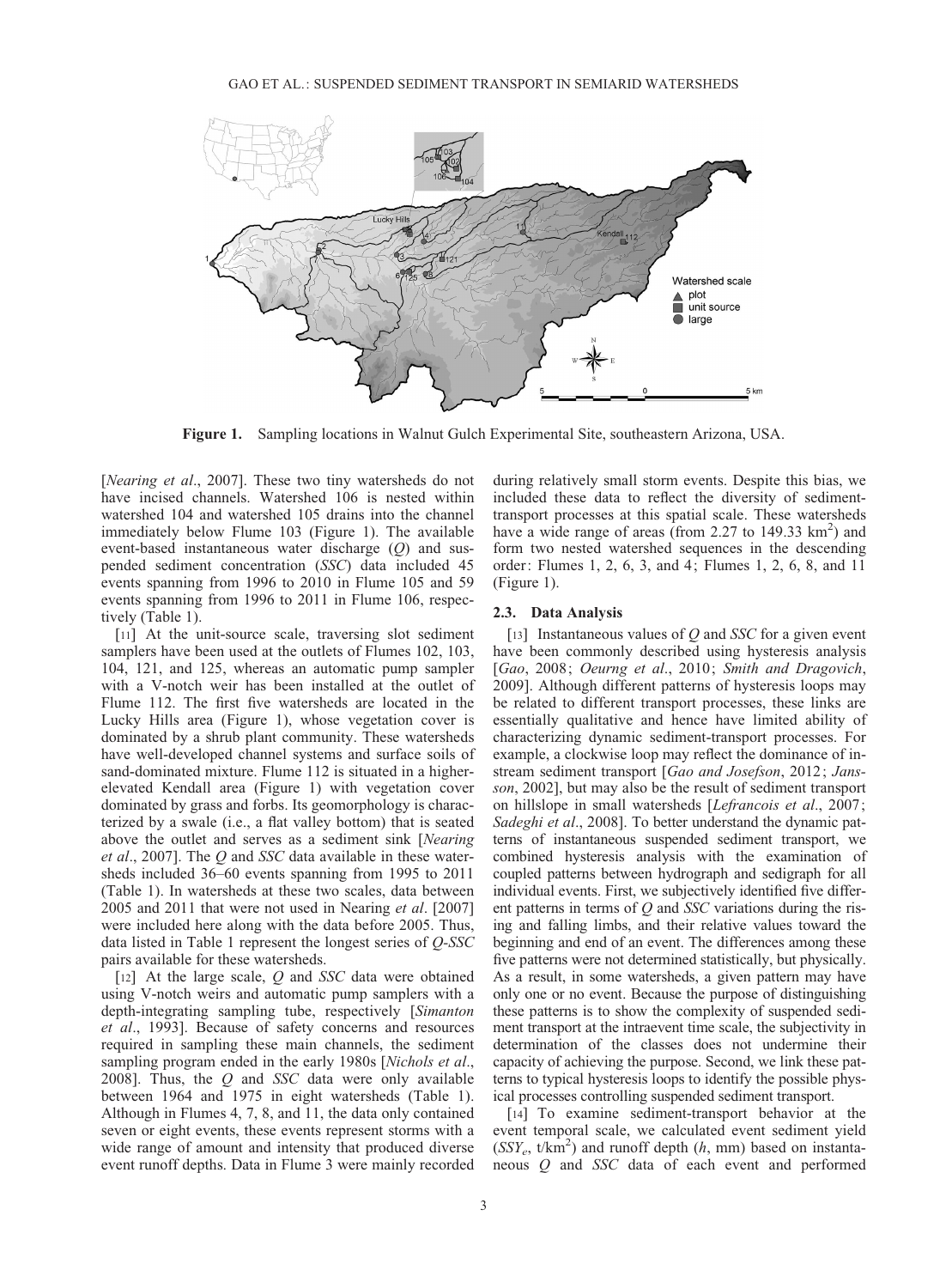Figure 1. Sampling locations in Walnut Gulch Experimental Site, southeastern Arizona, USA.

[*Nearing et al*., 2007]. These two tiny watersheds do not have incised channels. Watershed 106 is nested within watershed 104 and watershed 105 drains into the channel immediately below Flume 103 (Figure 1). The available event-based instantaneous water discharge ($Q$) and suspended sediment concentration ($SSC$) data included 45 events spanning from 1996 to 2010 in Flume 105 and 59 events spanning from 1996 to 2011 in Flume 106, respectively (Table 1).

[11] At the unit-source scale, traversing slot sediment samplers have been used at the outlets of Flumes 102, 103, 104, 121, and 125, whereas an automatic pump sampler with a V-notch weir has been installed at the outlet of Flume 112. The first five watersheds are located in the Lucky Hills area (Figure 1), whose vegetation cover is dominated by a shrub plant community. These watersheds have well-developed channel systems and surface soils of sand-dominated mixture. Flume 112 is situated in a higher-elevated Kendall area (Figure 1) with vegetation cover dominated by grass and forbs. Its geomorphology is characterized by a swale (i.e., a flat valley bottom) that is seated above the outlet and serves as a sediment sink [*Nearing et al*., 2007]. The $Q$ and $SSC$ data available in these watersheds included 36–60 events spanning from 1995 to 2011 (Table 1). In watersheds at these two scales, data between 2005 and 2011 that were not used in Nearing *et al*. [2007] were included here along with the data before 2005. Thus, data listed in Table 1 represent the longest series of $Q$-$SSC$ pairs available for these watersheds.

[12] At the large scale, $Q$ and $SSC$ data were obtained using V-notch weirs and automatic pump samplers with a depth-integrating sampling tube, respectively [*Simanton et al*., 1993]. Because of safety concerns and resources required in sampling these main channels, the sediment sampling program ended in the early 1980s [*Nichols et al*., 2008]. Thus, the $Q$ and $SSC$ data were only available between 1964 and 1975 in eight watersheds (Table 1). Although in Flumes 4, 7, 8, and 11, the data only contained seven or eight events, these events represent storms with a wide range of amount and intensity that produced diverse event runoff depths. Data in Flume 3 were mainly recorded during relatively small storm events. Despite this bias, we included these data to reflect the diversity of sediment-transport processes at this spatial scale. These watersheds have a wide range of areas (from 2.27 to 149.33 km$^2$) and form two nested watershed sequences in the descending order: Flumes 1, 2, 6, 3, and 4; Flumes 1, 2, 6, 8, and 11 (Figure 1).

### 2.3. Data Analysis

[13] Instantaneous values of $Q$ and $SSC$ for a given event have been commonly described using hysteresis analysis [*Gao*, 2008; *Oeurng et al*., 2010; *Smith and Dragovich*, 2009]. Although different patterns of hysteresis loops may be related to different transport processes, these links are essentially qualitative and hence have limited ability of characterizing dynamic sediment-transport processes. For example, a clockwise loop may reflect the dominance of in-stream sediment transport [*Gao and Josefson*, 2012; *Jansson*, 2002], but may also be the result of sediment transport on hillslope in small watersheds [*Lefrancois et al*., 2007; *Sadeghi et al*., 2008]. To better understand the dynamic patterns of instantaneous suspended sediment transport, we combined hysteresis analysis with the examination of coupled patterns between hydrograph and sedigraph for all individual events. First, we subjectively identified five different patterns in terms of $Q$ and $SSC$ variations during the rising and falling limbs, and their relative values toward the beginning and end of an event. The differences among these five patterns were not determined statistically, but physically. As a result, in some watersheds, a given pattern may have only one or no event. Because the purpose of distinguishing these patterns is to show the complexity of suspended sediment transport at the intraevent time scale, the subjectivity in determination of the classes does not undermine their capacity of achieving the purpose. Second, we link these patterns to typical hysteresis loops to identify the possible physical processes controlling suspended sediment transport.

[14] To examine sediment-transport behavior at the event temporal scale, we calculated event sediment yield ($SSY_e$, t/km$^2$) and runoff depth ($h$, mm) based on instantaneous $Q$ and $SSC$ data of each event and performed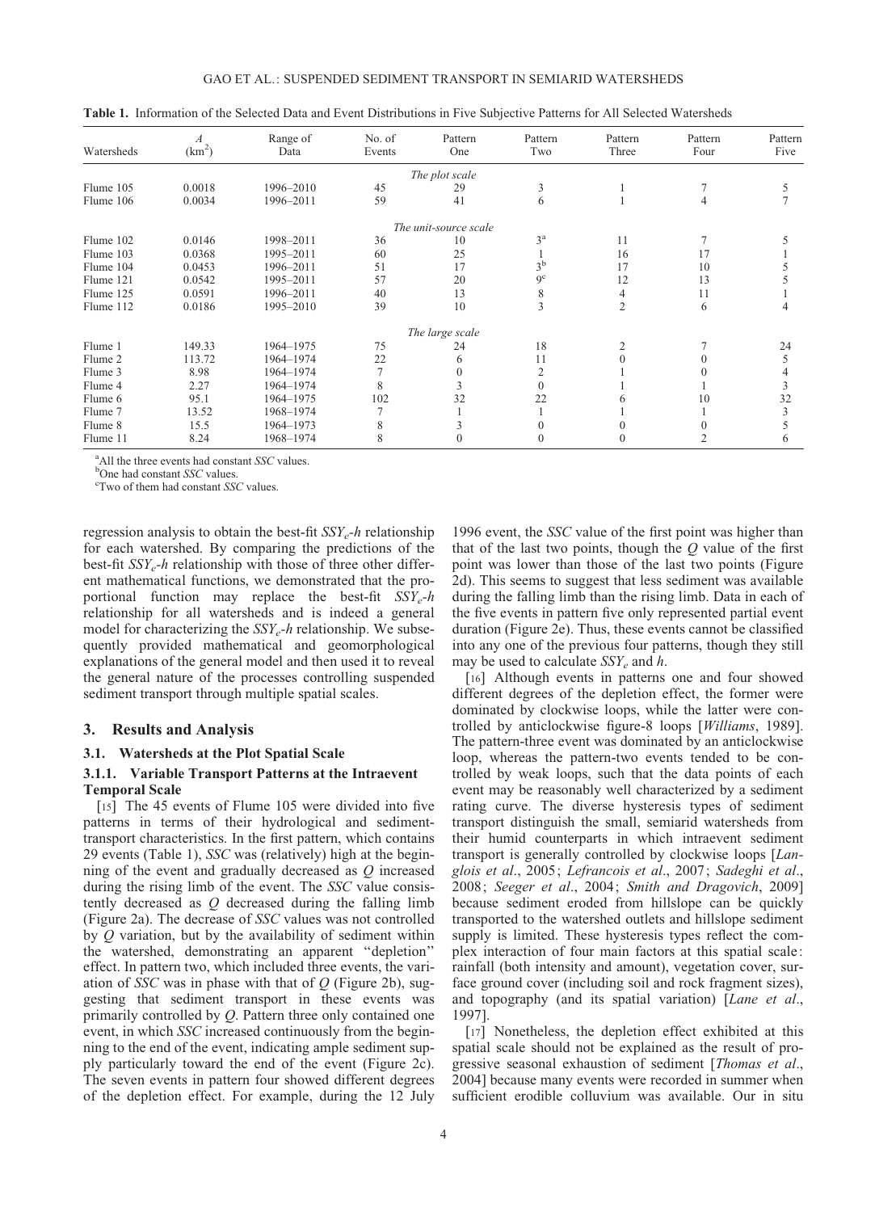**Table 1.** Information of the Selected Data and Event Distributions in Five Subjective Patterns for All Selected Watersheds

| Watersheds | $A$ (km$^2$) | Range of Data | No. of Events | Pattern One | Pattern Two | Pattern Three | Pattern Four | Pattern Five |
|---|---|---|---|---|---|---|---|---|
| | | | | *The plot scale* | | | | |
| Flume 105 | 0.0018 | 1996–2010 | 45 | 29 | 3 | 1 | 7 | 5 |
| Flume 106 | 0.0034 | 1996–2011 | 59 | 41 | 6 | 1 | 4 | 7 |
| | | | | *The unit-source scale* | | | | |
| Flume 102 | 0.0146 | 1998–2011 | 36 | 10 | 3[a] | 11 | 7 | 5 |
| Flume 103 | 0.0368 | 1995–2011 | 60 | 25 | 1 | 16 | 17 | 1 |
| Flume 104 | 0.0453 | 1996–2011 | 51 | 17 | 3[b] | 17 | 10 | 5 |
| Flume 121 | 0.0542 | 1995–2011 | 57 | 20 | 9[c] | 12 | 13 | 5 |
| Flume 125 | 0.0591 | 1996–2011 | 40 | 13 | 8 | 4 | 11 | 1 |
| Flume 112 | 0.0186 | 1995–2010 | 39 | 10 | 3 | 2 | 6 | 4 |
| | | | | *The large scale* | | | | |
| Flume 1 | 149.33 | 1964–1975 | 75 | 24 | 18 | 2 | 7 | 24 |
| Flume 2 | 113.72 | 1964–1974 | 22 | 6 | 11 | 0 | 0 | 5 |
| Flume 3 | 8.98 | 1964–1974 | 7 | 0 | 2 | 1 | 0 | 4 |
| Flume 4 | 2.27 | 1964–1974 | 8 | 3 | 0 | 1 | 1 | 3 |
| Flume 6 | 95.1 | 1964–1975 | 102 | 32 | 22 | 6 | 10 | 32 |
| Flume 7 | 13.52 | 1968–1974 | 7 | 1 | 1 | 1 | 1 | 3 |
| Flume 8 | 15.5 | 1964–1973 | 8 | 3 | 0 | 0 | 0 | 5 |
| Flume 11 | 8.24 | 1968–1974 | 8 | 0 | 0 | 0 | 2 | 6 |

[a]All the three events had constant *SSC* values.
[b]One had constant *SSC* values.
[c]Two of them had constant *SSC* values.

regression analysis to obtain the best-fit $SSY_e$-$h$ relationship for each watershed. By comparing the predictions of the best-fit $SSY_e$-$h$ relationship with those of three other different mathematical functions, we demonstrated that the proportional function may replace the best-fit $SSY_e$-$h$ relationship for all watersheds and is indeed a general model for characterizing the $SSY_e$-$h$ relationship. We subsequently provided mathematical and geomorphological explanations of the general model and then used it to reveal the general nature of the processes controlling suspended sediment transport through multiple spatial scales.

## 3. Results and Analysis

### 3.1. Watersheds at the Plot Spatial Scale

#### 3.1.1. Variable Transport Patterns at the Intraevent Temporal Scale

[15] The 45 events of Flume 105 were divided into five patterns in terms of their hydrological and sediment-transport characteristics. In the first pattern, which contains 29 events (Table 1), *SSC* was (relatively) high at the beginning of the event and gradually decreased as $Q$ increased during the rising limb of the event. The *SSC* value consistently decreased as $Q$ decreased during the falling limb (Figure 2a). The decrease of *SSC* values was not controlled by $Q$ variation, but by the availability of sediment within the watershed, demonstrating an apparent "depletion" effect. In pattern two, which included three events, the variation of *SSC* was in phase with that of $Q$ (Figure 2b), suggesting that sediment transport in these events was primarily controlled by $Q$. Pattern three only contained one event, in which *SSC* increased continuously from the beginning to the end of the event, indicating ample sediment supply particularly toward the end of the event (Figure 2c). The seven events in pattern four showed different degrees of the depletion effect. For example, during the 12 July 1996 event, the *SSC* value of the first point was higher than that of the last two points, though the $Q$ value of the first point was lower than those of the last two points (Figure 2d). This seems to suggest that less sediment was available during the falling limb than the rising limb. Data in each of the five events in pattern five only represented partial event duration (Figure 2e). Thus, these events cannot be classified into any one of the previous four patterns, though they still may be used to calculate $SSY_e$ and $h$.

[16] Although events in patterns one and four showed different degrees of the depletion effect, the former were dominated by clockwise loops, while the latter were controlled by anticlockwise figure-8 loops [*Williams*, 1989]. The pattern-three event was dominated by an anticlockwise loop, whereas the pattern-two events tended to be controlled by weak loops, such that the data points of each event may be reasonably well characterized by a sediment rating curve. The diverse hysteresis types of sediment transport distinguish the small, semiarid watersheds from their humid counterparts in which intraevent sediment transport is generally controlled by clockwise loops [*Langlois et al*., 2005; *Lefrancois et al*., 2007; *Sadeghi et al*., 2008; *Seeger et al*., 2004; *Smith and Dragovich*, 2009] because sediment eroded from hillslope can be quickly transported to the watershed outlets and hillslope sediment supply is limited. These hysteresis types reflect the complex interaction of four main factors at this spatial scale: rainfall (both intensity and amount), vegetation cover, surface ground cover (including soil and rock fragment sizes), and topography (and its spatial variation) [*Lane et al*., 1997].

[17] Nonetheless, the depletion effect exhibited at this spatial scale should not be explained as the result of progressive seasonal exhaustion of sediment [*Thomas et al*., 2004] because many events were recorded in summer when sufficient erodible colluvium was available. Our in situ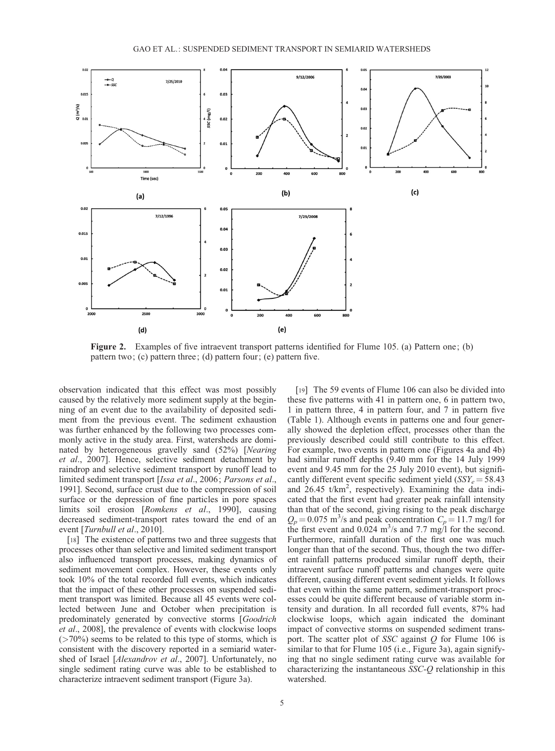**Figure 2.** Examples of five intraevent transport patterns identified for Flume 105. (a) Pattern one; (b) pattern two; (c) pattern three; (d) pattern four; (e) pattern five.

observation indicated that this effect was most possibly caused by the relatively more sediment supply at the beginning of an event due to the availability of deposited sediment from the previous event. The sediment exhaustion was further enhanced by the following two processes commonly active in the study area. First, watersheds are dominated by heterogeneous gravelly sand (52%) [*Nearing et al*., 2007]. Hence, selective sediment detachment by raindrop and selective sediment transport by runoff lead to limited sediment transport [*Issa et al*., 2006; *Parsons et al*., 1991]. Second, surface crust due to the compression of soil surface or the depression of fine particles in pore spaces limits soil erosion [*Romkens et al*., 1990], causing decreased sediment-transport rates toward the end of an event [*Turnbull et al*., 2010].

[18] The existence of patterns two and three suggests that processes other than selective and limited sediment transport also influenced transport processes, making dynamics of sediment movement complex. However, these events only took 10% of the total recorded full events, which indicates that the impact of these other processes on suspended sediment transport was limited. Because all 45 events were collected between June and October when precipitation is predominately generated by convective storms [*Goodrich et al*., 2008], the prevalence of events with clockwise loops (>70%) seems to be related to this type of storms, which is consistent with the discovery reported in a semiarid watershed of Israel [*Alexandrov et al*., 2007]. Unfortunately, no single sediment rating curve was able to be established to characterize intraevent sediment transport (Figure 3a).

[19] The 59 events of Flume 106 can also be divided into these five patterns with 41 in pattern one, 6 in pattern two, 1 in pattern three, 4 in pattern four, and 7 in pattern five (Table 1). Although events in patterns one and four generally showed the depletion effect, processes other than the previously described could still contribute to this effect. For example, two events in pattern one (Figures 4a and 4b) had similar runoff depths (9.40 mm for the 14 July 1999 event and 9.45 mm for the 25 July 2010 event), but significantly different event specific sediment yield ($SSY_e = 58.43$ and 26.45 t/km$^2$, respectively). Examining the data indicated that the first event had greater peak rainfall intensity than that of the second, giving rising to the peak discharge $Q_p = 0.075$ m$^3$/s and peak concentration $C_p = 11.7$ mg/l for the first event and 0.024 m$^3$/s and 7.7 mg/l for the second. Furthermore, rainfall duration of the first one was much longer than that of the second. Thus, though the two different rainfall patterns produced similar runoff depth, their intraevent surface runoff patterns and changes were quite different, causing different event sediment yields. It follows that even within the same pattern, sediment-transport processes could be quite different because of variable storm intensity and duration. In all recorded full events, 87% had clockwise loops, which again indicated the dominant impact of convective storms on suspended sediment transport. The scatter plot of *SSC* against *Q* for Flume 106 is similar to that for Flume 105 (i.e., Figure 3a), again signifying that no single sediment rating curve was available for characterizing the instantaneous *SSC-Q* relationship in this watershed.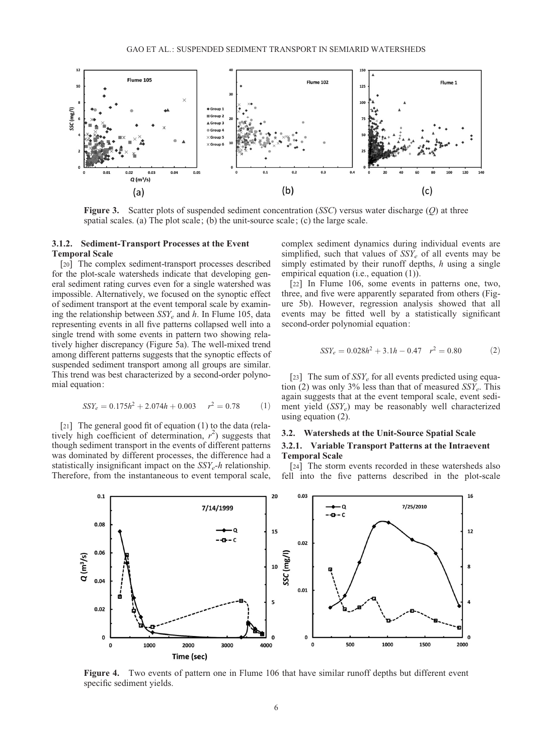**Figure 3.** Scatter plots of suspended sediment concentration (*SSC*) versus water discharge (*Q*) at three spatial scales. (a) The plot scale; (b) the unit-source scale; (c) the large scale.

### 3.1.2. Sediment-Transport Processes at the Event Temporal Scale

[20] The complex sediment-transport processes described for the plot-scale watersheds indicate that developing general sediment rating curves even for a single watershed was impossible. Alternatively, we focused on the synoptic effect of sediment transport at the event temporal scale by examining the relationship between $SSY_e$ and $h$. In Flume 105, data representing events in all five patterns collapsed well into a single trend with some events in pattern two showing relatively higher discrepancy (Figure 5a). The well-mixed trend among different patterns suggests that the synoptic effects of suspended sediment transport among all groups are similar. This trend was best characterized by a second-order polynomial equation:

$$SSY_e = 0.175h^2 + 2.074h + 0.003 \quad r^2 = 0.78 \tag{1}$$

[21] The general good fit of equation (1) to the data (relatively high coefficient of determination, $r^2$) suggests that though sediment transport in the events of different patterns was dominated by different processes, the difference had a statistically insignificant impact on the $SSY_e$-$h$ relationship. Therefore, from the instantaneous to event temporal scale, complex sediment dynamics during individual events are simplified, such that values of $SSY_e$ of all events may be simply estimated by their runoff depths, $h$ using a single empirical equation (i.e., equation (1)).

[22] In Flume 106, some events in patterns one, two, three, and five were apparently separated from others (Figure 5b). However, regression analysis showed that all events may be fitted well by a statistically significant second-order polynomial equation:

$$SSY_e = 0.028h^2 + 3.1h - 0.47 \quad r^2 = 0.80 \tag{2}$$

[23] The sum of $SSY_e$ for all events predicted using equation (2) was only 3% less than that of measured $SSY_e$. This again suggests that at the event temporal scale, event sediment yield ($SSY_e$) may be reasonably well characterized using equation (2).

## 3.2. Watersheds at the Unit-Source Spatial Scale

### 3.2.1. Variable Transport Patterns at the Intraevent Temporal Scale

[24] The storm events recorded in these watersheds also fell into the five patterns described in the plot-scale

**Figure 4.** Two events of pattern one in Flume 106 that have similar runoff depths but different event specific sediment yields.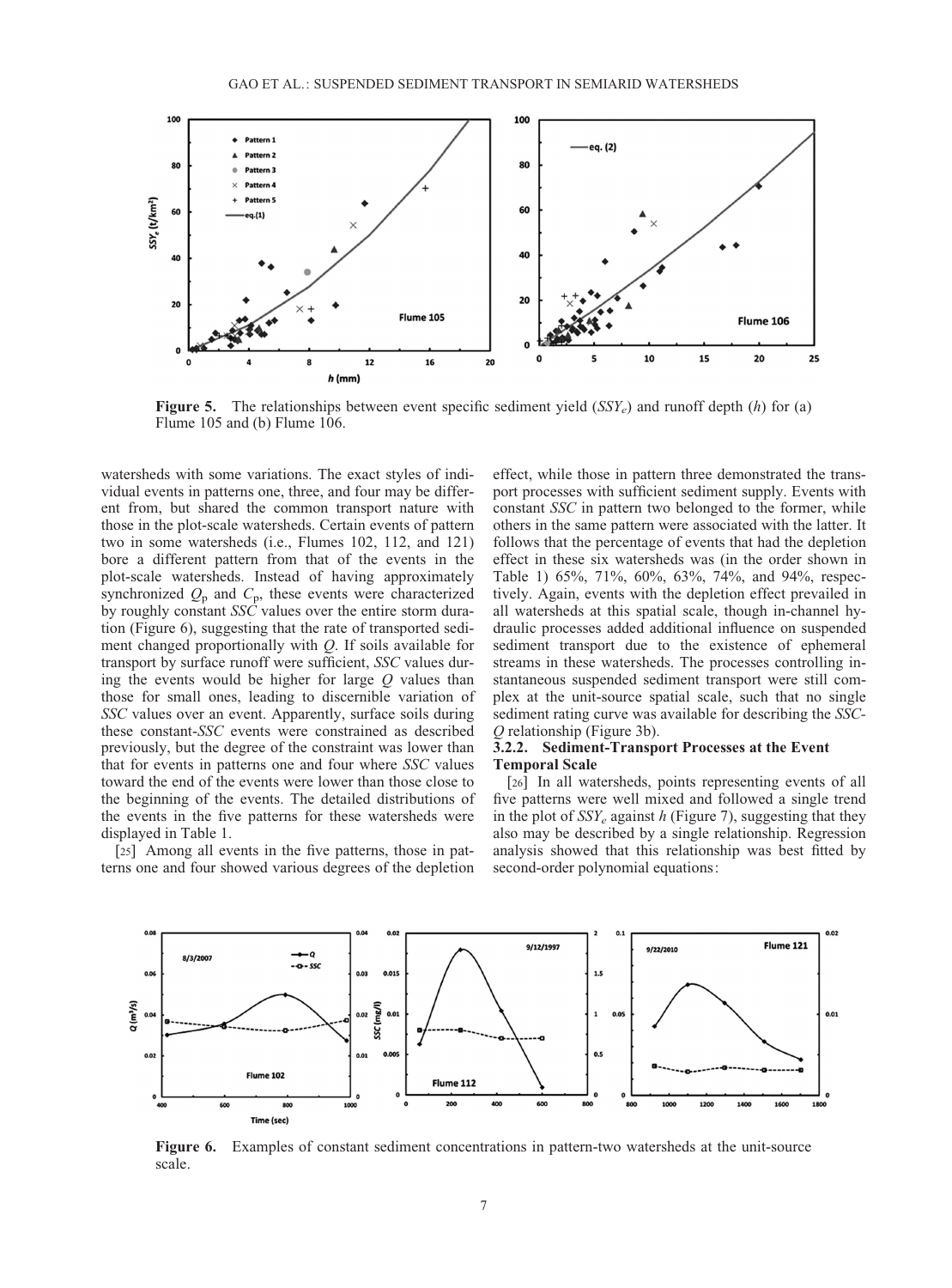**Figure 5.** The relationships between event specific sediment yield ($SSY_e$) and runoff depth ($h$) for (a) Flume 105 and (b) Flume 106.

watersheds with some variations. The exact styles of individual events in patterns one, three, and four may be different from, but shared the common transport nature with those in the plot-scale watersheds. Certain events of pattern two in some watersheds (i.e., Flumes 102, 112, and 121) bore a different pattern from that of the events in the plot-scale watersheds. Instead of having approximately synchronized $Q_p$ and $C_p$, these events were characterized by roughly constant *SSC* values over the entire storm duration (Figure 6), suggesting that the rate of transported sediment changed proportionally with *Q*. If soils available for transport by surface runoff were sufficient, *SSC* values during the events would be higher for large *Q* values than those for small ones, leading to discernible variation of *SSC* values over an event. Apparently, surface soils during these constant-*SSC* events were constrained as described previously, but the degree of the constraint was lower than that for events in patterns one and four where *SSC* values toward the end of the events were lower than those close to the beginning of the events. The detailed distributions of the events in the five patterns for these watersheds were displayed in Table 1.

[25] Among all events in the five patterns, those in patterns one and four showed various degrees of the depletion effect, while those in pattern three demonstrated the transport processes with sufficient sediment supply. Events with constant *SSC* in pattern two belonged to the former, while others in the same pattern were associated with the latter. It follows that the percentage of events that had the depletion effect in these six watersheds was (in the order shown in Table 1) 65%, 71%, 60%, 63%, 74%, and 94%, respectively. Again, events with the depletion effect prevailed in all watersheds at this spatial scale, though in-channel hydraulic processes added additional influence on suspended sediment transport due to the existence of ephemeral streams in these watersheds. The processes controlling instantaneous suspended sediment transport were still complex at the unit-source spatial scale, such that no single sediment rating curve was available for describing the *SSC*-*Q* relationship (Figure 3b).

### 3.2.2. Sediment-Transport Processes at the Event Temporal Scale

[26] In all watersheds, points representing events of all five patterns were well mixed and followed a single trend in the plot of $SSY_e$ against $h$ (Figure 7), suggesting that they also may be described by a single relationship. Regression analysis showed that this relationship was best fitted by second-order polynomial equations:

**Figure 6.** Examples of constant sediment concentrations in pattern-two watersheds at the unit-source scale.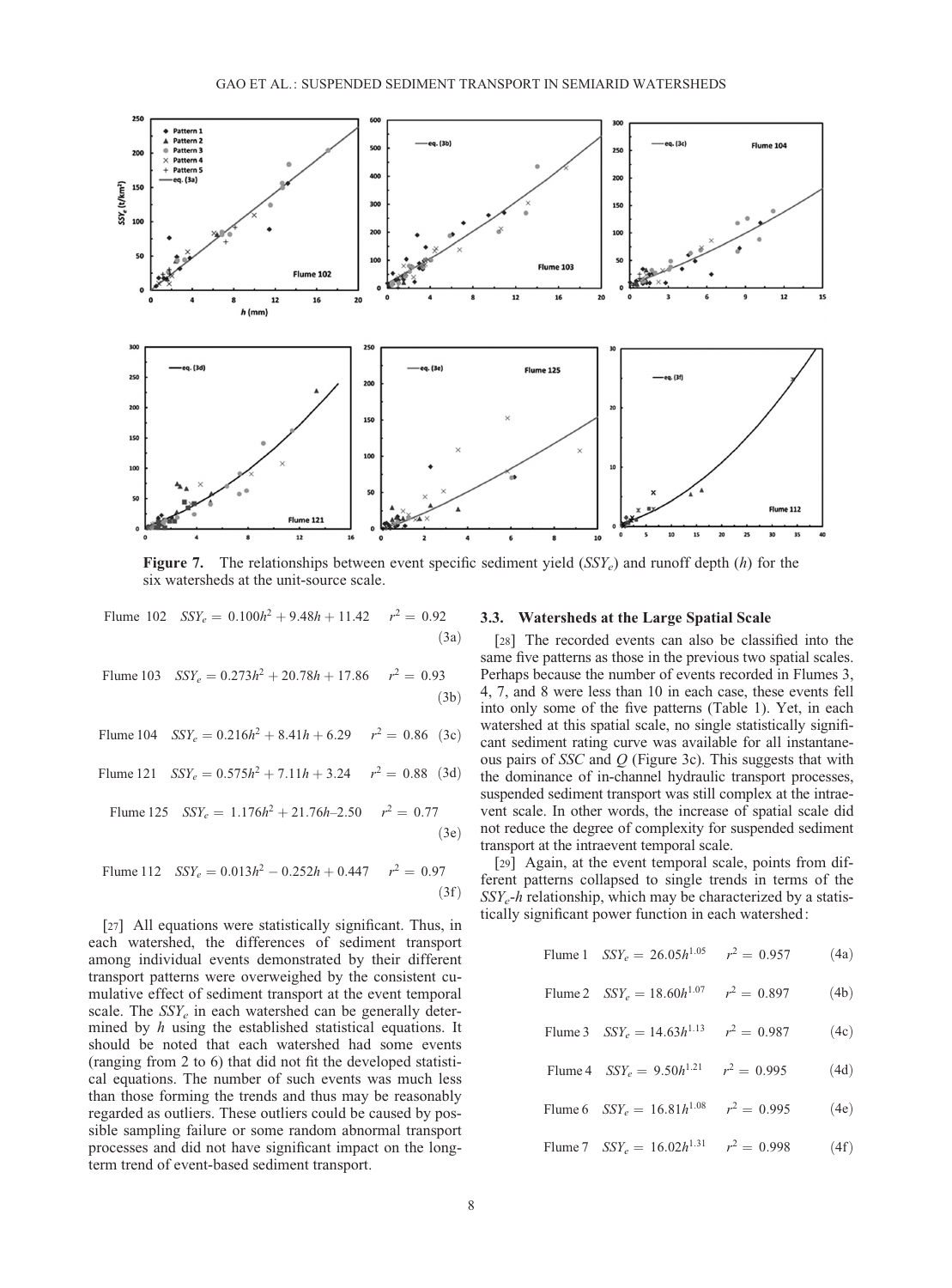**Figure 7.** The relationships between event specific sediment yield ($SSY_e$) and runoff depth ($h$) for the six watersheds at the unit-source scale.

$$\text{Flume 102} \quad SSY_e = 0.100h^2 + 9.48h + 11.42 \quad r^2 = 0.92 \tag{3a}$$

$$\text{Flume 103} \quad SSY_e = 0.273h^2 + 20.78h + 17.86 \quad r^2 = 0.93 \tag{3b}$$

$$\text{Flume 104} \quad SSY_e = 0.216h^2 + 8.41h + 6.29 \quad r^2 = 0.86 \tag{3c}$$

$$\text{Flume 121} \quad SSY_e = 0.575h^2 + 7.11h + 3.24 \quad r^2 = 0.88 \tag{3d}$$

$$\text{Flume 125} \quad SSY_e = 1.176h^2 + 21.76h - 2.50 \quad r^2 = 0.77 \tag{3e}$$

$$\text{Flume 112} \quad SSY_e = 0.013h^2 - 0.252h + 0.447 \quad r^2 = 0.97 \tag{3f}$$

[27] All equations were statistically significant. Thus, in each watershed, the differences of sediment transport among individual events demonstrated by their different transport patterns were overweighed by the consistent cumulative effect of sediment transport at the event temporal scale. The $SSY_e$ in each watershed can be generally determined by $h$ using the established statistical equations. It should be noted that each watershed had some events (ranging from 2 to 6) that did not fit the developed statistical equations. The number of such events was much less than those forming the trends and thus may be reasonably regarded as outliers. These outliers could be caused by possible sampling failure or some random abnormal transport processes and did not have significant impact on the long-term trend of event-based sediment transport.

### 3.3. Watersheds at the Large Spatial Scale

[28] The recorded events can also be classified into the same five patterns as those in the previous two spatial scales. Perhaps because the number of events recorded in Flumes 3, 4, 7, and 8 were less than 10 in each case, these events fell into only some of the five patterns (Table 1). Yet, in each watershed at this spatial scale, no single statistically significant sediment rating curve was available for all instantaneous pairs of $SSC$ and $Q$ (Figure 3c). This suggests that with the dominance of in-channel hydraulic transport processes, suspended sediment transport was still complex at the intraevent scale. In other words, the increase of spatial scale did not reduce the degree of complexity for suspended sediment transport at the intraevent temporal scale.

[29] Again, at the event temporal scale, points from different patterns collapsed to single trends in terms of the $SSY_e$-$h$ relationship, which may be characterized by a statistically significant power function in each watershed:

$$\text{Flume 1} \quad SSY_e = 26.05h^{1.05} \quad r^2 = 0.957 \tag{4a}$$

$$\text{Flume 2} \quad SSY_e = 18.60h^{1.07} \quad r^2 = 0.897 \tag{4b}$$

$$\text{Flume 3} \quad SSY_e = 14.63h^{1.13} \quad r^2 = 0.987 \tag{4c}$$

$$\text{Flume 4} \quad SSY_e = 9.50h^{1.21} \quad r^2 = 0.995 \tag{4d}$$

$$\text{Flume 6} \quad SSY_e = 16.81h^{1.08} \quad r^2 = 0.995 \tag{4e}$$

$$\text{Flume 7} \quad SSY_e = 16.02h^{1.31} \quad r^2 = 0.998 \tag{4f}$$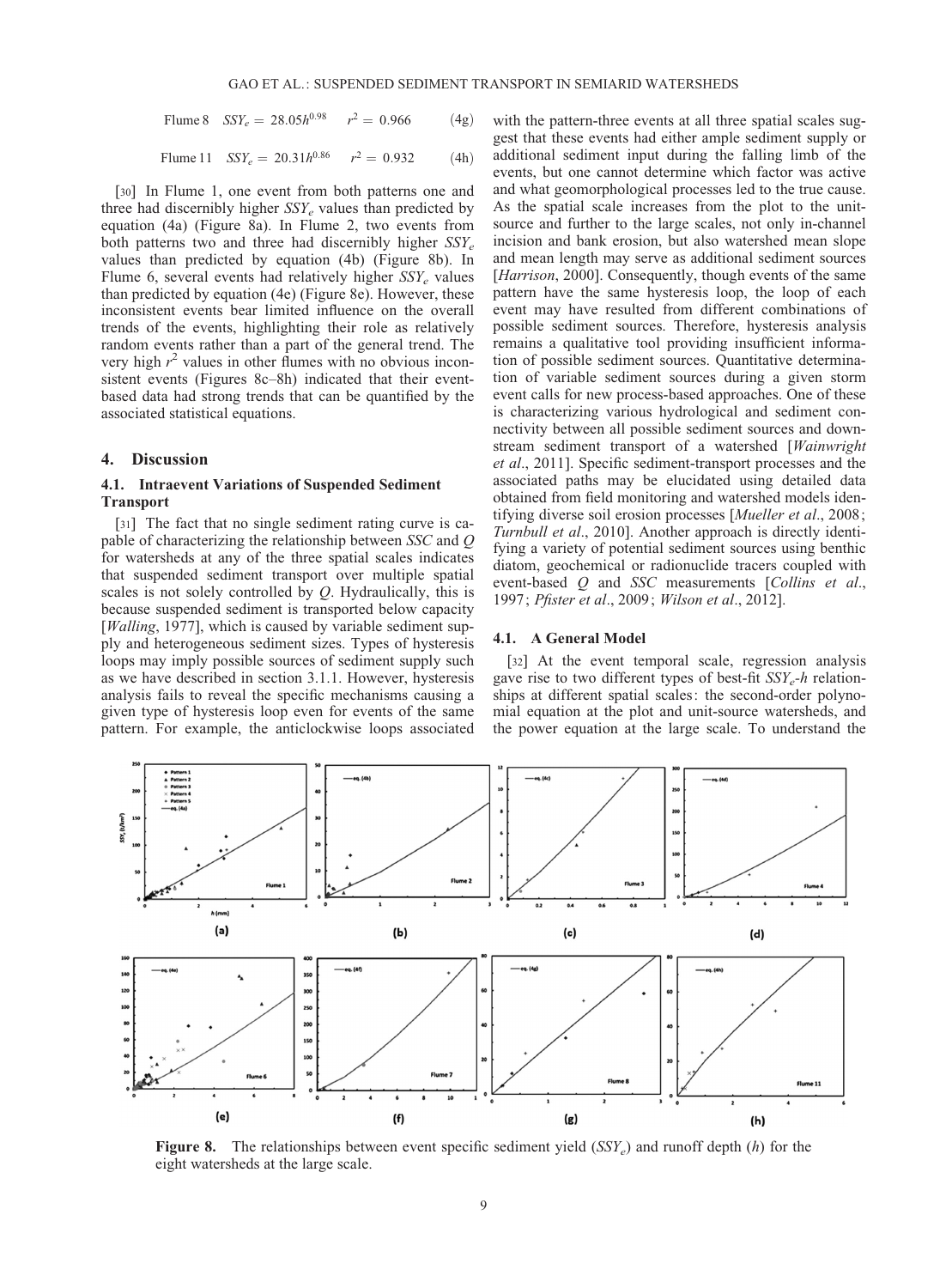$$\text{Flume 8} \quad SSY_e = 28.05h^{0.98} \quad r^2 = 0.966 \tag{4g}$$

$$\text{Flume 11} \quad SSY_e = 20.31h^{0.86} \quad r^2 = 0.932 \tag{4h}$$

[30] In Flume 1, one event from both patterns one and three had discernibly higher $SSY_e$ values than predicted by equation (4a) (Figure 8a). In Flume 2, two events from both patterns two and three had discernibly higher $SSY_e$ values than predicted by equation (4b) (Figure 8b). In Flume 6, several events had relatively higher $SSY_e$ values than predicted by equation (4e) (Figure 8e). However, these inconsistent events bear limited influence on the overall trends of the events, highlighting their role as relatively random events rather than a part of the general trend. The very high $r^2$ values in other flumes with no obvious inconsistent events (Figures 8c–8h) indicated that their event-based data had strong trends that can be quantified by the associated statistical equations.

## 4. Discussion

### 4.1. Intraevent Variations of Suspended Sediment Transport

[31] The fact that no single sediment rating curve is capable of characterizing the relationship between *SSC* and *Q* for watersheds at any of the three spatial scales indicates that suspended sediment transport over multiple spatial scales is not solely controlled by *Q*. Hydraulically, this is because suspended sediment is transported below capacity [*Walling*, 1977], which is caused by variable sediment supply and heterogeneous sediment sizes. Types of hysteresis loops may imply possible sources of sediment supply such as we have described in section 3.1.1. However, hysteresis analysis fails to reveal the specific mechanisms causing a given type of hysteresis loop even for events of the same pattern. For example, the anticlockwise loops associated with the pattern-three events at all three spatial scales suggest that these events had either ample sediment supply or additional sediment input during the falling limb of the events, but one cannot determine which factor was active and what geomorphological processes led to the true cause. As the spatial scale increases from the plot to the unit-source and further to the large scales, not only in-channel incision and bank erosion, but also watershed mean slope and mean length may serve as additional sediment sources [*Harrison*, 2000]. Consequently, though events of the same pattern have the same hysteresis loop, the loop of each event may have resulted from different combinations of possible sediment sources. Therefore, hysteresis analysis remains a qualitative tool providing insufficient information of possible sediment sources. Quantitative determination of variable sediment sources during a given storm event calls for new process-based approaches. One of these is characterizing various hydrological and sediment connectivity between all possible sediment sources and downstream sediment transport of a watershed [*Wainwright et al.*, 2011]. Specific sediment-transport processes and the associated paths may be elucidated using detailed data obtained from field monitoring and watershed models identifying diverse soil erosion processes [*Mueller et al.*, 2008; *Turnbull et al.*, 2010]. Another approach is directly identifying a variety of potential sediment sources using benthic diatom, geochemical or radionuclide tracers coupled with event-based *Q* and *SSC* measurements [*Collins et al.*, 1997; *Pfister et al.*, 2009; *Wilson et al.*, 2012].

### 4.1. A General Model

[32] At the event temporal scale, regression analysis gave rise to two different types of best-fit $SSY_e$-*h* relationships at different spatial scales: the second-order polynomial equation at the plot and unit-source watersheds, and the power equation at the large scale. To understand the

**Figure 8.** The relationships between event specific sediment yield ($SSY_e$) and runoff depth (*h*) for the eight watersheds at the large scale.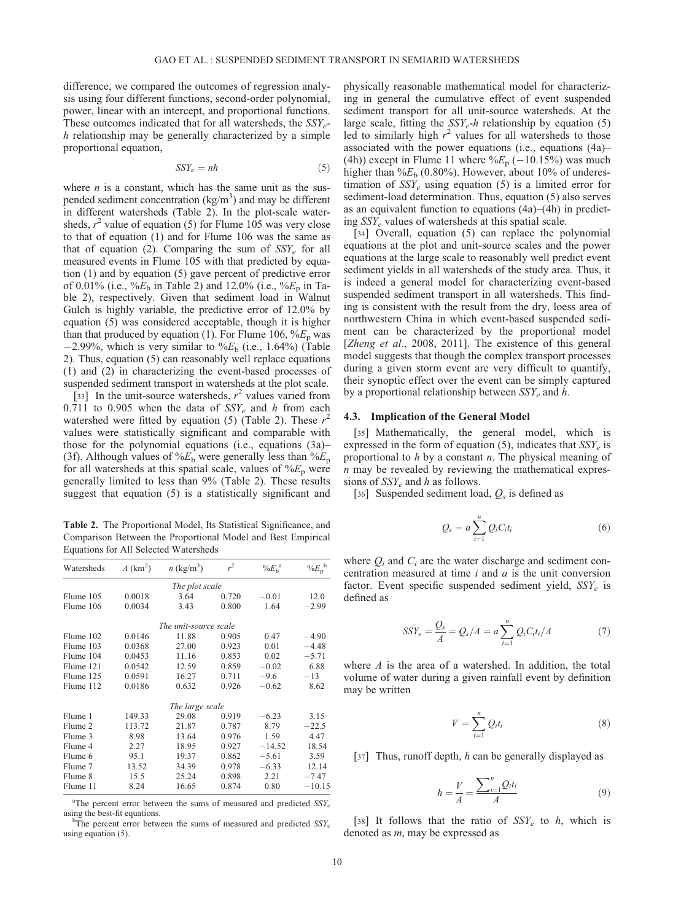difference, we compared the outcomes of regression analysis using four different functions, second-order polynomial, power, linear with an intercept, and proportional functions. These outcomes indicated that for all watersheds, the $SSY_e$-$h$ relationship may be generally characterized by a simple proportional equation,

$$SSY_e = nh \tag{5}$$

where $n$ is a constant, which has the same unit as the suspended sediment concentration (kg/m$^3$) and may be different in different watersheds (Table 2). In the plot-scale watersheds, $r^2$ value of equation (5) for Flume 105 was very close to that of equation (1) and for Flume 106 was the same as that of equation (2). Comparing the sum of $SSY_e$ for all measured events in Flume 105 with that predicted by equation (1) and by equation (5) gave percent of predictive error of 0.01% (i.e., $\%E_b$ in Table 2) and 12.0% (i.e., $\%E_p$ in Table 2), respectively. Given that sediment load in Walnut Gulch is highly variable, the predictive error of 12.0% by equation (5) was considered acceptable, though it is higher than that produced by equation (1). For Flume 106, $\%E_p$ was −2.99%, which is very similar to $\%E_b$ (i.e., 1.64%) (Table 2). Thus, equation (5) can reasonably well replace equations (1) and (2) in characterizing the event-based processes of suspended sediment transport in watersheds at the plot scale.

[33] In the unit-source watersheds, $r^2$ values varied from 0.711 to 0.905 when the data of $SSY_e$ and $h$ from each watershed were fitted by equation (5) (Table 2). These $r^2$ values were statistically significant and comparable with those for the polynomial equations (i.e., equations (3a)–(3f). Although values of $\%E_b$ were generally less than $\%E_p$ for all watersheds at this spatial scale, values of $\%E_p$ were generally limited to less than 9% (Table 2). These results suggest that equation (5) is a statistically significant and physically reasonable mathematical model for characterizing in general the cumulative effect of event suspended sediment transport for all unit-source watersheds. At the large scale, fitting the $SSY_e$-$h$ relationship by equation (5) led to similarly high $r^2$ values for all watersheds to those associated with the power equations (i.e., equations (4a)–(4h)) except in Flume 11 where $\%E_p$ (−10.15%) was much higher than $\%E_b$ (0.80%). However, about 10% of underestimation of $SSY_e$ using equation (5) is a limited error for sediment-load determination. Thus, equation (5) also serves as an equivalent function to equations (4a)–(4h) in predicting $SSY_e$ values of watersheds at this spatial scale.

[34] Overall, equation (5) can replace the polynomial equations at the plot and unit-source scales and the power equations at the large scale to reasonably well predict event sediment yields in all watersheds of the study area. Thus, it is indeed a general model for characterizing event-based suspended sediment transport in all watersheds. This finding is consistent with the result from the dry, loess area of northwestern China in which event-based suspended sediment can be characterized by the proportional model [*Zheng et al*., 2008, 2011]. The existence of this general model suggests that though the complex transport processes during a given storm event are very difficult to quantify, their synoptic effect over the event can be simply captured by a proportional relationship between $SSY_e$ and $h$.

**Table 2.** The Proportional Model, Its Statistical Significance, and Comparison Between the Proportional Model and Best Empirical Equations for All Selected Watersheds

| Watersheds | $A$ (km$^2$) | $n$ (kg/m$^3$) | $r^2$ | $\%E_b$ [a] | $\%E_p$ [b] |
|---|---|---|---|---|---|
| *The plot scale* | | | | | |
| Flume 105 | 0.0018 | 3.64 | 0.720 | −0.01 | 12.0 |
| Flume 106 | 0.0034 | 3.43 | 0.800 | 1.64 | −2.99 |
| *The unit-source scale* | | | | | |
| Flume 102 | 0.0146 | 11.88 | 0.905 | 0.47 | −4.90 |
| Flume 103 | 0.0368 | 27.00 | 0.923 | 0.01 | −4.48 |
| Flume 104 | 0.0453 | 11.16 | 0.853 | 0.02 | −5.71 |
| Flume 121 | 0.0542 | 12.59 | 0.859 | −0.02 | 6.88 |
| Flume 125 | 0.0591 | 16.27 | 0.711 | −9.6 | −13 |
| Flume 112 | 0.0186 | 0.632 | 0.926 | −0.62 | 8.62 |
| *The large scale* | | | | | |
| Flume 1 | 149.33 | 29.08 | 0.919 | −6.23 | 3.15 |
| Flume 2 | 113.72 | 21.87 | 0.787 | 8.79 | −22.5 |
| Flume 3 | 8.98 | 13.64 | 0.976 | 1.59 | 4.47 |
| Flume 4 | 2.27 | 18.95 | 0.927 | −14.52 | 18.54 |
| Flume 6 | 95.1 | 19.37 | 0.862 | −5.61 | 3.59 |
| Flume 7 | 13.52 | 34.39 | 0.978 | −6.33 | 12.14 |
| Flume 8 | 15.5 | 25.24 | 0.898 | 2.21 | −7.47 |
| Flume 11 | 8.24 | 16.65 | 0.874 | 0.80 | −10.15 |

[a]The percent error between the sums of measured and predicted $SSY_e$ using the best-fit equations.
[b]The percent error between the sums of measured and predicted $SSY_e$ using equation (5).

### 4.3. Implication of the General Model

[35] Mathematically, the general model, which is expressed in the form of equation (5), indicates that $SSY_e$ is proportional to $h$ by a constant $n$. The physical meaning of $n$ may be revealed by reviewing the mathematical expressions of $SSY_e$ and $h$ as follows.

[36] Suspended sediment load, $Q_s$ is defined as

$$Q_s = a\sum_{i=1}^{n} Q_i C_i t_i \tag{6}$$

where $Q_i$ and $C_i$ are the water discharge and sediment concentration measured at time $i$ and $a$ is the unit conversion factor. Event specific suspended sediment yield, $SSY_e$ is defined as

$$SSY_e = \frac{Q_s}{A} = Q_s/A = a\sum_{i=1}^{n} Q_i C_i t_i / A \tag{7}$$

where $A$ is the area of a watershed. In addition, the total volume of water during a given rainfall event by definition may be written

$$V = \sum_{i=1}^{n} Q_i t_i \tag{8}$$

[37] Thus, runoff depth, $h$ can be generally displayed as

$$h = \frac{V}{A} = \frac{\sum_{i=1}^{n} Q_i t_i}{A} \tag{9}$$

[38] It follows that the ratio of $SSY_e$ to $h$, which is denoted as $m$, may be expressed as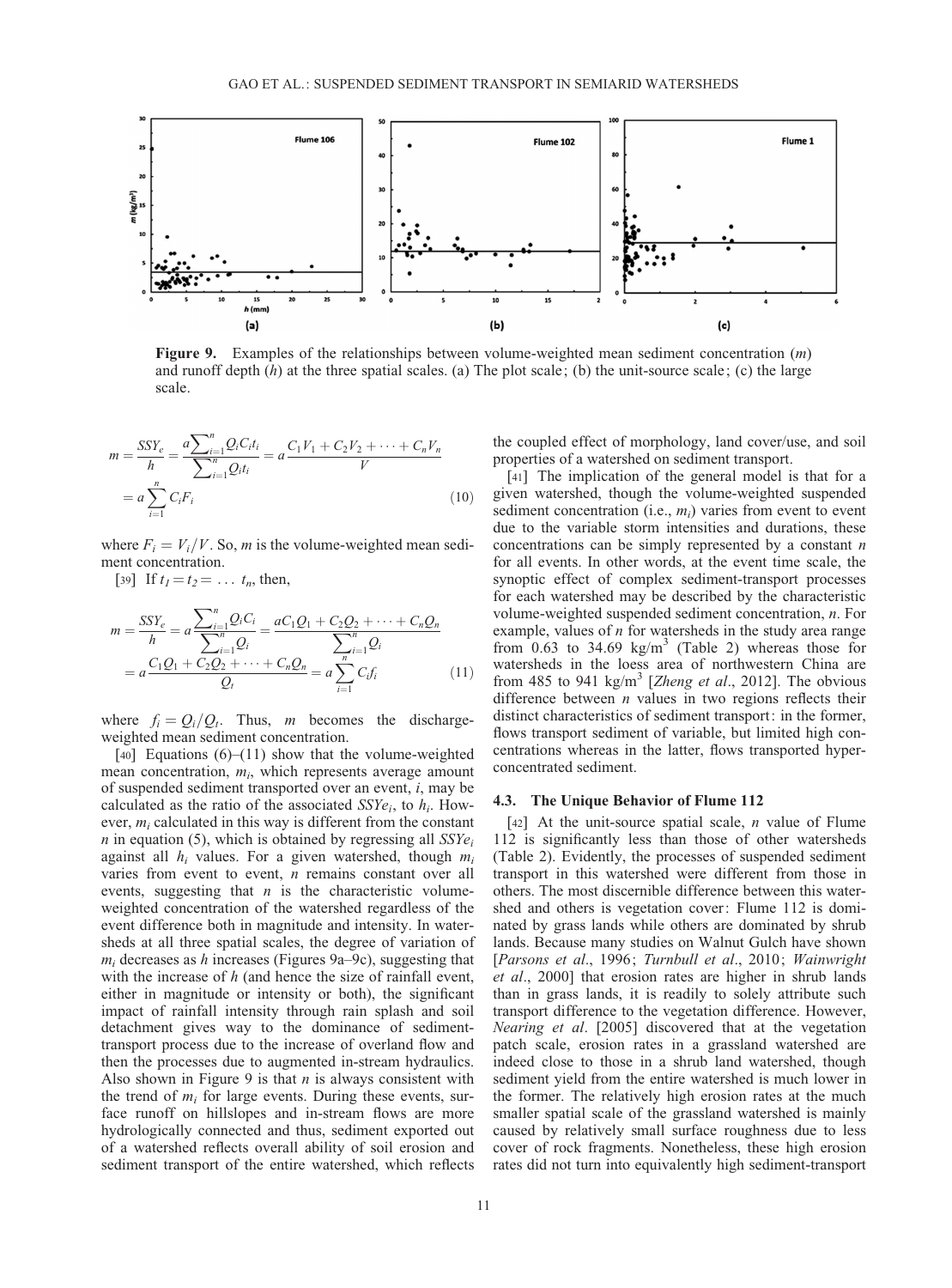Figure 9. Examples of the relationships between volume-weighted mean sediment concentration ($m$) and runoff depth ($h$) at the three spatial scales. (a) The plot scale; (b) the unit-source scale; (c) the large scale.

$$m = \frac{SSY_e}{h} = \frac{a\sum_{i=1}^{n} Q_i C_i t_i}{\sum_{i=1}^{n} Q_i t_i} = a\frac{C_1V_1 + C_2V_2 + \cdots + C_nV_n}{V} = a\sum_{i=1}^{n} C_i F_i \tag{10}$$

where $F_i = V_i/V$. So, $m$ is the volume-weighted mean sediment concentration.

[39] If $t_1 = t_2 = \ldots t_n$, then,

$$m = \frac{SSY_e}{h} = a\frac{\sum_{i=1}^{n} Q_i C_i}{\sum_{i=1}^{n} Q_i} = \frac{aC_1Q_1 + C_2Q_2 + \cdots + C_nQ_n}{\sum_{i=1}^{n} Q_i} = a\frac{C_1Q_1 + C_2Q_2 + \cdots + C_nQ_n}{Q_t} = a\sum_{i=1}^{n} C_i f_i \tag{11}$$

where $f_i = Q_i/Q_t$. Thus, $m$ becomes the discharge-weighted mean sediment concentration.

[40] Equations (6)–(11) show that the volume-weighted mean concentration, $m_i$, which represents average amount of suspended sediment transported over an event, $i$, may be calculated as the ratio of the associated $SSYe_i$, to $h_i$. However, $m_i$ calculated in this way is different from the constant $n$ in equation (5), which is obtained by regressing all $SSYe_i$ against all $h_i$ values. For a given watershed, though $m_i$ varies from event to event, $n$ remains constant over all events, suggesting that $n$ is the characteristic volume-weighted concentration of the watershed regardless of the event difference both in magnitude and intensity. In watersheds at all three spatial scales, the degree of variation of $m_i$ decreases as $h$ increases (Figures 9a–9c), suggesting that with the increase of $h$ (and hence the size of rainfall event, either in magnitude or intensity or both), the significant impact of rainfall intensity through rain splash and soil detachment gives way to the dominance of sediment-transport process due to the increase of overland flow and then the processes due to augmented in-stream hydraulics. Also shown in Figure 9 is that $n$ is always consistent with the trend of $m_i$ for large events. During these events, surface runoff on hillslopes and in-stream flows are more hydrologically connected and thus, sediment exported out of a watershed reflects overall ability of soil erosion and sediment transport of the entire watershed, which reflects the coupled effect of morphology, land cover/use, and soil properties of a watershed on sediment transport.

[41] The implication of the general model is that for a given watershed, though the volume-weighted suspended sediment concentration (i.e., $m_i$) varies from event to event due to the variable storm intensities and durations, these concentrations can be simply represented by a constant $n$ for all events. In other words, at the event time scale, the synoptic effect of complex sediment-transport processes for each watershed may be described by the characteristic volume-weighted suspended sediment concentration, $n$. For example, values of $n$ for watersheds in the study area range from 0.63 to 34.69 kg/m$^3$ (Table 2) whereas those for watersheds in the loess area of northwestern China are from 485 to 941 kg/m$^3$ [*Zheng et al.*, 2012]. The obvious difference between $n$ values in two regions reflects their distinct characteristics of sediment transport: in the former, flows transport sediment of variable, but limited high concentrations whereas in the latter, flows transported hyper-concentrated sediment.

### 4.3. The Unique Behavior of Flume 112

[42] At the unit-source spatial scale, $n$ value of Flume 112 is significantly less than those of other watersheds (Table 2). Evidently, the processes of suspended sediment transport in this watershed were different from those in others. The most discernible difference between this watershed and others is vegetation cover: Flume 112 is dominated by grass lands while others are dominated by shrub lands. Because many studies on Walnut Gulch have shown [*Parsons et al.*, 1996; *Turnbull et al.*, 2010; *Wainwright et al.*, 2000] that erosion rates are higher in shrub lands than in grass lands, it is readily to solely attribute such transport difference to the vegetation difference. However, *Nearing et al*. [2005] discovered that at the vegetation patch scale, erosion rates in a grassland watershed are indeed close to those in a shrub land watershed, though sediment yield from the entire watershed is much lower in the former. The relatively high erosion rates at the much smaller spatial scale of the grassland watershed is mainly caused by relatively small surface roughness due to less cover of rock fragments. Nonetheless, these high erosion rates did not turn into equivalently high sediment-transport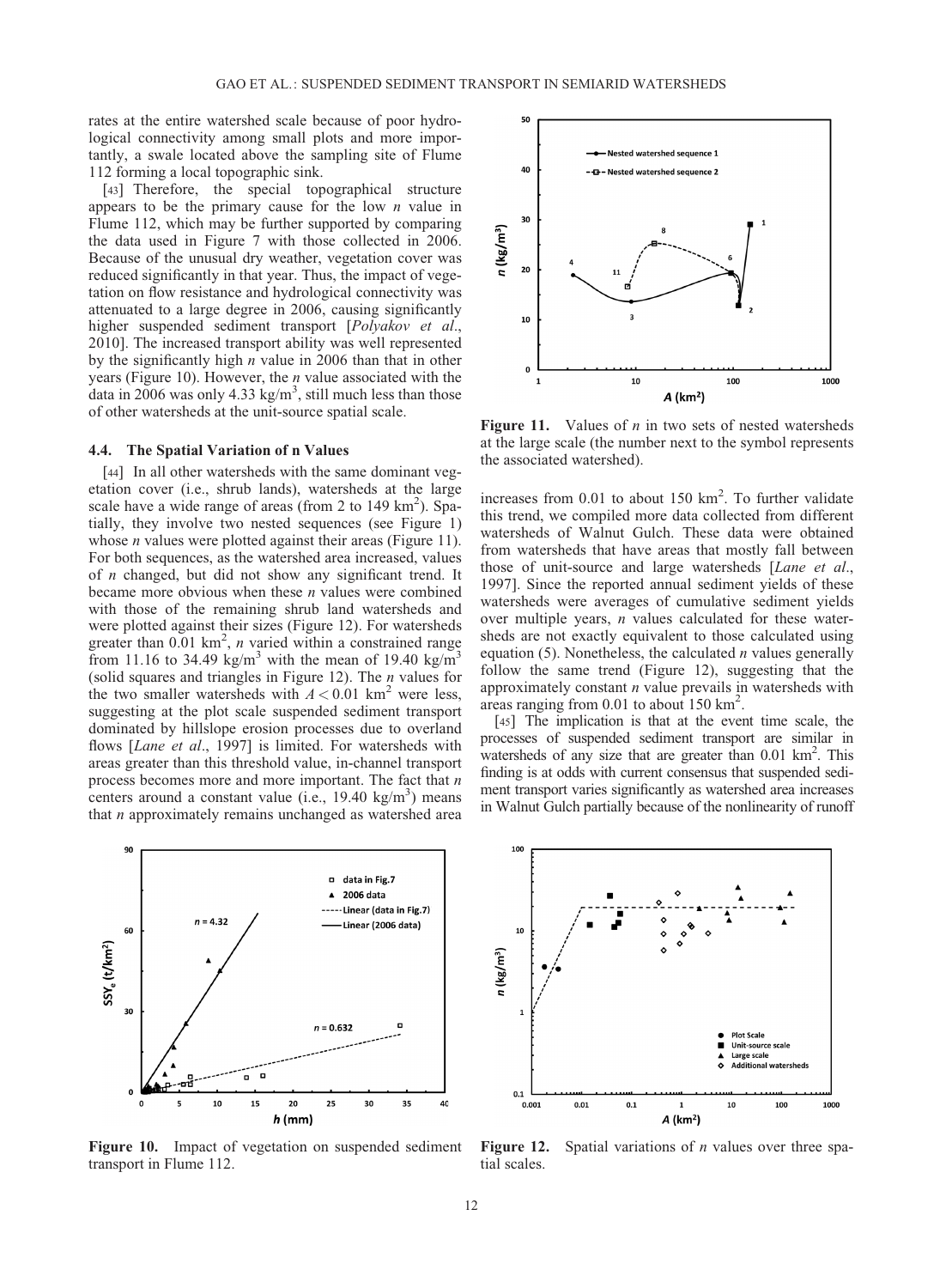rates at the entire watershed scale because of poor hydrological connectivity among small plots and more importantly, a swale located above the sampling site of Flume 112 forming a local topographic sink.

[43] Therefore, the special topographical structure appears to be the primary cause for the low $n$ value in Flume 112, which may be further supported by comparing the data used in Figure 7 with those collected in 2006. Because of the unusual dry weather, vegetation cover was reduced significantly in that year. Thus, the impact of vegetation on flow resistance and hydrological connectivity was attenuated to a large degree in 2006, causing significantly higher suspended sediment transport [*Polyakov et al*., 2010]. The increased transport ability was well represented by the significantly high $n$ value in 2006 than that in other years (Figure 10). However, the $n$ value associated with the data in 2006 was only 4.33 kg/m$^3$, still much less than those of other watersheds at the unit-source spatial scale.

### 4.4. The Spatial Variation of n Values

[44] In all other watersheds with the same dominant vegetation cover (i.e., shrub lands), watersheds at the large scale have a wide range of areas (from 2 to 149 km$^2$). Spatially, they involve two nested sequences (see Figure 1) whose $n$ values were plotted against their areas (Figure 11). For both sequences, as the watershed area increased, values of $n$ changed, but did not show any significant trend. It became more obvious when these $n$ values were combined with those of the remaining shrub land watersheds and were plotted against their sizes (Figure 12). For watersheds greater than 0.01 km$^2$, $n$ varied within a constrained range from 11.16 to 34.49 kg/m$^3$ with the mean of 19.40 kg/m$^3$ (solid squares and triangles in Figure 12). The $n$ values for the two smaller watersheds with $A < 0.01$ km$^2$ were less, suggesting at the plot scale suspended sediment transport dominated by hillslope erosion processes due to overland flows [*Lane et al*., 1997] is limited. For watersheds with areas greater than this threshold value, in-channel transport process becomes more and more important. The fact that $n$ centers around a constant value (i.e., 19.40 kg/m$^3$) means that $n$ approximately remains unchanged as watershed area increases from 0.01 to about 150 km$^2$. To further validate this trend, we compiled more data collected from different watersheds of Walnut Gulch. These data were obtained from watersheds that have areas that mostly fall between those of unit-source and large watersheds [*Lane et al*., 1997]. Since the reported annual sediment yields of these watersheds were averages of cumulative sediment yields over multiple years, $n$ values calculated for these watersheds are not exactly equivalent to those calculated using equation (5). Nonetheless, the calculated $n$ values generally follow the same trend (Figure 12), suggesting that the approximately constant $n$ value prevails in watersheds with areas ranging from 0.01 to about 150 km$^2$.

[45] The implication is that at the event time scale, the processes of suspended sediment transport are similar in watersheds of any size that are greater than 0.01 km$^2$. This finding is at odds with current consensus that suspended sediment transport varies significantly as watershed area increases in Walnut Gulch partially because of the nonlinearity of runoff

**Figure 11.** Values of $n$ in two sets of nested watersheds at the large scale (the number next to the symbol represents the associated watershed).

**Figure 10.** Impact of vegetation on suspended sediment transport in Flume 112.

**Figure 12.** Spatial variations of $n$ values over three spatial scales.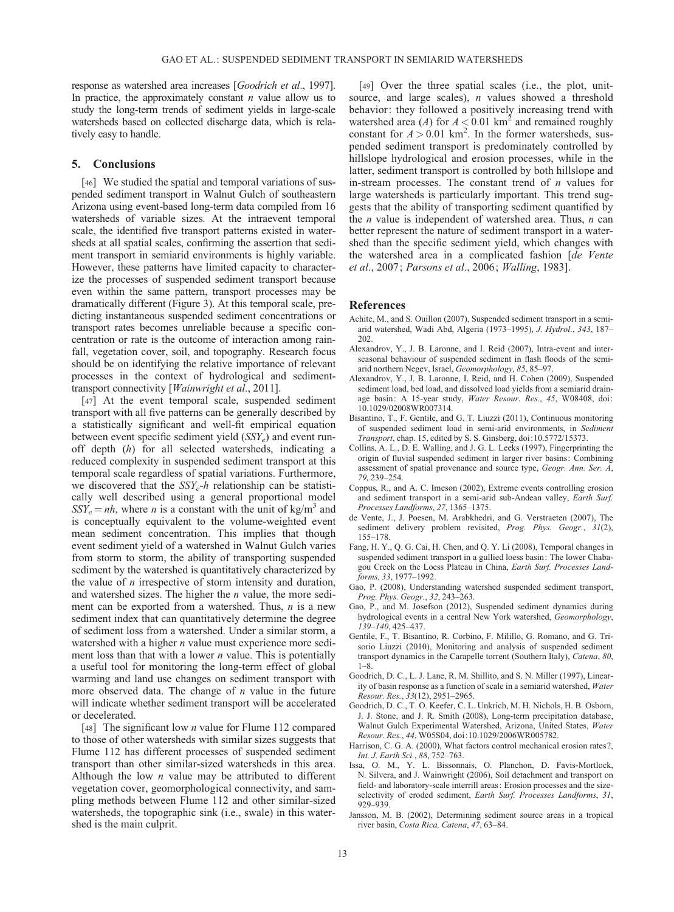response as watershed area increases [*Goodrich et al.*, 1997]. In practice, the approximately constant $n$ value allow us to study the long-term trends of sediment yields in large-scale watersheds based on collected discharge data, which is relatively easy to handle.

## 5. Conclusions

[46] We studied the spatial and temporal variations of suspended sediment transport in Walnut Gulch of southeastern Arizona using event-based long-term data compiled from 16 watersheds of variable sizes. At the intraevent temporal scale, the identified five transport patterns existed in watersheds at all spatial scales, confirming the assertion that sediment transport in semiarid environments is highly variable. However, these patterns have limited capacity to characterize the processes of suspended sediment transport because even within the same pattern, transport processes may be dramatically different (Figure 3). At this temporal scale, predicting instantaneous suspended sediment concentrations or transport rates becomes unreliable because a specific concentration or rate is the outcome of interaction among rainfall, vegetation cover, soil, and topography. Research focus should be on identifying the relative importance of relevant processes in the context of hydrological and sediment-transport connectivity [*Wainwright et al.*, 2011].

[47] At the event temporal scale, suspended sediment transport with all five patterns can be generally described by a statistically significant and well-fit empirical equation between event specific sediment yield ($SSY_e$) and event runoff depth ($h$) for all selected watersheds, indicating a reduced complexity in suspended sediment transport at this temporal scale regardless of spatial variations. Furthermore, we discovered that the $SSY_e$-$h$ relationship can be statistically well described using a general proportional model $SSY_e = nh$, where $n$ is a constant with the unit of kg/m$^3$ and is conceptually equivalent to the volume-weighted event mean sediment concentration. This implies that though event sediment yield of a watershed in Walnut Gulch varies from storm to storm, the ability of transporting suspended sediment by the watershed is quantitatively characterized by the value of $n$ irrespective of storm intensity and duration, and watershed sizes. The higher the $n$ value, the more sediment can be exported from a watershed. Thus, $n$ is a new sediment index that can quantitatively determine the degree of sediment loss from a watershed. Under a similar storm, a watershed with a higher $n$ value must experience more sediment loss than that with a lower $n$ value. This is potentially a useful tool for monitoring the long-term effect of global warming and land use changes on sediment transport with more observed data. The change of $n$ value in the future will indicate whether sediment transport will be accelerated or decelerated.

[48] The significant low $n$ value for Flume 112 compared to those of other watersheds with similar sizes suggests that Flume 112 has different processes of suspended sediment transport than other similar-sized watersheds in this area. Although the low $n$ value may be attributed to different vegetation cover, geomorphological connectivity, and sampling methods between Flume 112 and other similar-sized watersheds, the topographic sink (i.e., swale) in this watershed is the main culprit.

[49] Over the three spatial scales (i.e., the plot, unit-source, and large scales), $n$ values showed a threshold behavior: they followed a positively increasing trend with watershed area ($A$) for $A < 0.01$ km$^2$ and remained roughly constant for $A > 0.01$ km$^2$. In the former watersheds, suspended sediment transport is predominately controlled by hillslope hydrological and erosion processes, while in the latter, sediment transport is controlled by both hillslope and in-stream processes. The constant trend of $n$ values for large watersheds is particularly important. This trend suggests that the ability of transporting sediment quantified by the $n$ value is independent of watershed area. Thus, $n$ can better represent the nature of sediment transport in a watershed than the specific sediment yield, which changes with the watershed area in a complicated fashion [*de Vente et al.*, 2007; *Parsons et al.*, 2006; *Walling*, 1983].

## References

Achite, M., and S. Ouillon (2007), Suspended sediment transport in a semiarid watershed, Wadi Abd, Algeria (1973–1995), *J. Hydrol.*, *343*, 187–202.

Alexandrov, Y., J. B. Laronne, and I. Reid (2007), Intra-event and inter-seasonal behaviour of suspended sediment in flash floods of the semiarid northern Negev, Israel, *Geomorphology*, *85*, 85–97.

Alexandrov, Y., J. B. Laronne, I. Reid, and H. Cohen (2009), Suspended sediment load, bed load, and dissolved load yields from a semiarid drainage basin: A 15-year study, *Water Resour. Res.*, *45*, W08408, doi:10.1029/02008WR007314.

Bisantino, T., F. Gentile, and G. T. Liuzzi (2011), Continuous monitoring of suspended sediment load in semi-arid environments, in *Sediment Transport*, chap. 15, edited by S. S. Ginsberg, doi:10.5772/15373.

Collins, A. L., D. E. Walling, and J. G. L. Leeks (1997), Fingerprinting the origin of fluvial suspended sediment in larger river basins: Combining assessment of spatial provenance and source type, *Geogr. Ann. Ser. A*, *79*, 239–254.

Coppus, R., and A. C. Imeson (2002), Extreme events controlling erosion and sediment transport in a semi-arid sub-Andean valley, *Earth Surf. Processes Landforms*, *27*, 1365–1375.

de Vente, J., J. Poesen, M. Arabkhedri, and G. Verstraeten (2007), The sediment delivery problem revisited, *Prog. Phys. Geogr.*, *31*(2), 155–178.

Fang, H. Y., Q. G. Cai, H. Chen, and Q. Y. Li (2008), Temporal changes in suspended sediment transport in a gullied loess basin: The lower Chabagou Creek on the Loess Plateau in China, *Earth Surf. Processes Landforms*, *33*, 1977–1992.

Gao, P. (2008), Understanding watershed suspended sediment transport, *Prog. Phys. Geogr.*, *32*, 243–263.

Gao, P., and M. Josefson (2012), Suspended sediment dynamics during hydrological events in a central New York watershed, *Geomorphology*, *139–140*, 425–437.

Gentile, F., T. Bisantino, R. Corbino, F. Milillo, G. Romano, and G. Trisorio Liuzzi (2010), Monitoring and analysis of suspended sediment transport dynamics in the Carapelle torrent (Southern Italy), *Catena*, *80*, 1–8.

Goodrich, D. C., L. J. Lane, R. M. Shillito, and S. N. Miller (1997), Linearity of basin response as a function of scale in a semiarid watershed, *Water Resour. Res.*, *33*(12), 2951–2965.

Goodrich, D. C., T. O. Keefer, C. L. Unkrich, M. H. Nichols, H. B. Osborn, J. J. Stone, and J. R. Smith (2008), Long-term precipitation database, Walnut Gulch Experimental Watershed, Arizona, United States, *Water Resour. Res.*, *44*, W05S04, doi:10.1029/2006WR005782.

Harrison, C. G. A. (2000), What factors control mechanical erosion rates?, *Int. J. Earth Sci.*, *88*, 752–763.

Issa, O. M., Y. L. Bissonnais, O. Planchon, D. Favis-Mortlock, N. Silvera, and J. Wainwright (2006), Soil detachment and transport on field- and laboratory-scale interrill areas: Erosion processes and the size-selectivity of eroded sediment, *Earth Surf. Processes Landforms*, *31*, 929–939.

Jansson, M. B. (2002), Determining sediment source areas in a tropical river basin, *Costa Rica, Catena*, *47*, 63–84.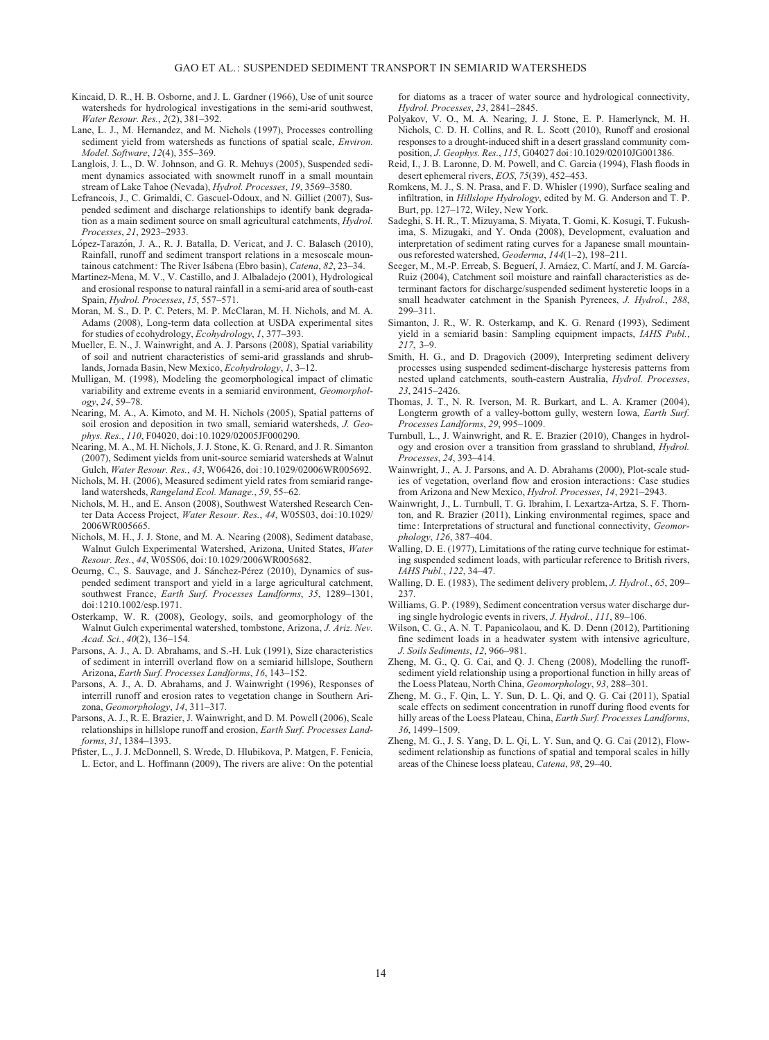Kincaid, D. R., H. B. Osborne, and J. L. Gardner (1966), Use of unit source watersheds for hydrological investigations in the semi-arid southwest, *Water Resour. Res.*, *2*(2), 381–392.

Lane, L. J., M. Hernandez, and M. Nichols (1997), Processes controlling sediment yield from watersheds as functions of spatial scale, *Environ. Model. Software*, *12*(4), 355–369.

Langlois, J. L., D. W. Johnson, and G. R. Mehuys (2005), Suspended sediment dynamics associated with snowmelt runoff in a small mountain stream of Lake Tahoe (Nevada), *Hydrol. Processes*, *19*, 3569–3580.

Lefrancois, J., C. Grimaldi, C. Gascuel-Odoux, and N. Gilliet (2007), Suspended sediment and discharge relationships to identify bank degradation as a main sediment source on small agricultural catchments, *Hydrol. Processes*, *21*, 2923–2933.

López-Tarazón, J. A., R. J. Batalla, D. Vericat, and J. C. Balasch (2010), Rainfall, runoff and sediment transport relations in a mesoscale mountainous catchment: The River Isábena (Ebro basin), *Catena*, *82*, 23–34.

Martinez-Mena, M. V., V. Castillo, and J. Albaladejo (2001), Hydrological and erosional response to natural rainfall in a semi-arid area of south-east Spain, *Hydrol. Processes*, *15*, 557–571.

Moran, M. S., D. P. C. Peters, M. P. McClaran, M. H. Nichols, and M. A. Adams (2008), Long-term data collection at USDA experimental sites for studies of ecohydrology, *Ecohydrology*, *1*, 377–393.

Mueller, E. N., J. Wainwright, and A. J. Parsons (2008), Spatial variability of soil and nutrient characteristics of semi-arid grasslands and shrublands, Jornada Basin, New Mexico, *Ecohydrology*, *1*, 3–12.

Mulligan, M. (1998), Modeling the geomorphological impact of climatic variability and extreme events in a semiarid environment, *Geomorphology*, *24*, 59–78.

Nearing, M. A., A. Kimoto, and M. H. Nichols (2005), Spatial patterns of soil erosion and deposition in two small, semiarid watersheds, *J. Geophys. Res.*, *110*, F04020, doi:10.1029/02005JF000290.

Nearing, M. A., M. H. Nichols, J. J. Stone, K. G. Renard, and J. R. Simanton (2007), Sediment yields from unit-source semiarid watersheds at Walnut Gulch, *Water Resour. Res.*, *43*, W06426, doi:10.1029/02006WR005692.

Nichols, M. H. (2006), Measured sediment yield rates from semiarid rangeland watersheds, *Rangeland Ecol. Manage.*, *59*, 55–62.

Nichols, M. H., and E. Anson (2008), Southwest Watershed Research Center Data Access Project, *Water Resour. Res.*, *44*, W05S03, doi:10.1029/2006WR005665.

Nichols, M. H., J. J. Stone, and M. A. Nearing (2008), Sediment database, Walnut Gulch Experimental Watershed, Arizona, United States, *Water Resour. Res.*, *44*, W05S06, doi:10.1029/2006WR005682.

Oeurng, C., S. Sauvage, and J. Sánchez-Pérez (2010), Dynamics of suspended sediment transport and yield in a large agricultural catchment, southwest France, *Earth Surf. Processes Landforms*, *35*, 1289–1301, doi:1210.1002/esp.1971.

Osterkamp, W. R. (2008), Geology, soils, and geomorphology of the Walnut Gulch experimental watershed, tombstone, Arizona, *J. Ariz. Nev. Acad. Sci.*, *40*(2), 136–154.

Parsons, A. J., A. D. Abrahams, and S.-H. Luk (1991), Size characteristics of sediment in interrill overland flow on a semiarid hillslope, Southern Arizona, *Earth Surf. Processes Landforms*, *16*, 143–152.

Parsons, A. J., A. D. Abrahams, and J. Wainwright (1996), Responses of interrill runoff and erosion rates to vegetation change in Southern Arizona, *Geomorphology*, *14*, 311–317.

Parsons, A. J., R. E. Brazier, J. Wainwright, and D. M. Powell (2006), Scale relationships in hillslope runoff and erosion, *Earth Surf. Processes Landforms*, *31*, 1384–1393.

Pfister, L., J. J. McDonnell, S. Wrede, D. Hlubikova, P. Matgen, F. Fenicia, L. Ector, and L. Hoffmann (2009), The rivers are alive: On the potential for diatoms as a tracer of water source and hydrological connectivity, *Hydrol. Processes*, *23*, 2841–2845.

Polyakov, V. O., M. A. Nearing, J. J. Stone, E. P. Hamerlynck, M. H. Nichols, C. D. H. Collins, and R. L. Scott (2010), Runoff and erosional responses to a drought-induced shift in a desert grassland community composition, *J. Geophys. Res.*, *115*, G04027 doi:10.1029/02010JG001386.

Reid, I., J. B. Laronne, D. M. Powell, and C. Garcia (1994), Flash floods in desert ephemeral rivers, *EOS*, *75*(39), 452–453.

Romkens, M. J., S. N. Prasa, and F. D. Whisler (1990), Surface sealing and infiltration, in *Hillslope Hydrology*, edited by M. G. Anderson and T. P. Burt, pp. 127–172, Wiley, New York.

Sadeghi, S. H. R., T. Mizuyama, S. Miyata, T. Gomi, K. Kosugi, T. Fukushima, S. Mizugaki, and Y. Onda (2008), Development, evaluation and interpretation of sediment rating curves for a Japanese small mountainous reforested watershed, *Geoderma*, *144*(1–2), 198–211.

Seeger, M., M.-P. Erreab, S. Beguerí, J. Arnáez, C. Martí, and J. M. García-Ruiz (2004), Catchment soil moisture and rainfall characteristics as determinant factors for discharge/suspended sediment hysteretic loops in a small headwater catchment in the Spanish Pyrenees, *J. Hydrol.*, *288*, 299–311.

Simanton, J. R., W. R. Osterkamp, and K. G. Renard (1993), Sediment yield in a semiarid basin: Sampling equipment impacts, *IAHS Publ.*, *217*, 3–9.

Smith, H. G., and D. Dragovich (2009), Interpreting sediment delivery processes using suspended sediment-discharge hysteresis patterns from nested upland catchments, south-eastern Australia, *Hydrol. Processes*, *23*, 2415–2426.

Thomas, J. T., N. R. Iverson, M. R. Burkart, and L. A. Kramer (2004), Longterm growth of a valley-bottom gully, western Iowa, *Earth Surf. Processes Landforms*, *29*, 995–1009.

Turnbull, L., J. Wainwright, and R. E. Brazier (2010), Changes in hydrology and erosion over a transition from grassland to shrubland, *Hydrol. Processes*, *24*, 393–414.

Wainwright, J., A. J. Parsons, and A. D. Abrahams (2000), Plot-scale studies of vegetation, overland flow and erosion interactions: Case studies from Arizona and New Mexico, *Hydrol. Processes*, *14*, 2921–2943.

Wainwright, J., L. Turnbull, T. G. Ibrahim, I. Lexartza-Artza, S. F. Thornton, and R. Brazier (2011), Linking environmental regimes, space and time: Interpretations of structural and functional connectivity, *Geomorphology*, *126*, 387–404.

Walling, D. E. (1977), Limitations of the rating curve technique for estimating suspended sediment loads, with particular reference to British rivers, *IAHS Publ.*, *122*, 34–47.

Walling, D. E. (1983), The sediment delivery problem, *J. Hydrol.*, *65*, 209–237.

Williams, G. P. (1989), Sediment concentration versus water discharge during single hydrologic events in rivers, *J. Hydrol.*, *111*, 89–106.

Wilson, C. G., A. N. T. Papanicolaou, and K. D. Denn (2012), Partitioning fine sediment loads in a headwater system with intensive agriculture, *J. Soils Sediments*, *12*, 966–981.

Zheng, M. G., Q. G. Cai, and Q. J. Cheng (2008), Modelling the runoff-sediment yield relationship using a proportional function in hilly areas of the Loess Plateau, North China, *Geomorphology*, *93*, 288–301.

Zheng, M. G., F. Qin, L. Y. Sun, D. L. Qi, and Q. G. Cai (2011), Spatial scale effects on sediment concentration in runoff during flood events for hilly areas of the Loess Plateau, China, *Earth Surf. Processes Landforms*, *36*, 1499–1509.

Zheng, M. G., J. S. Yang, D. L. Qi, L. Y. Sun, and Q. G. Cai (2012), Flow-sediment relationship as functions of spatial and temporal scales in hilly areas of the Chinese loess plateau, *Catena*, *98*, 29–40.